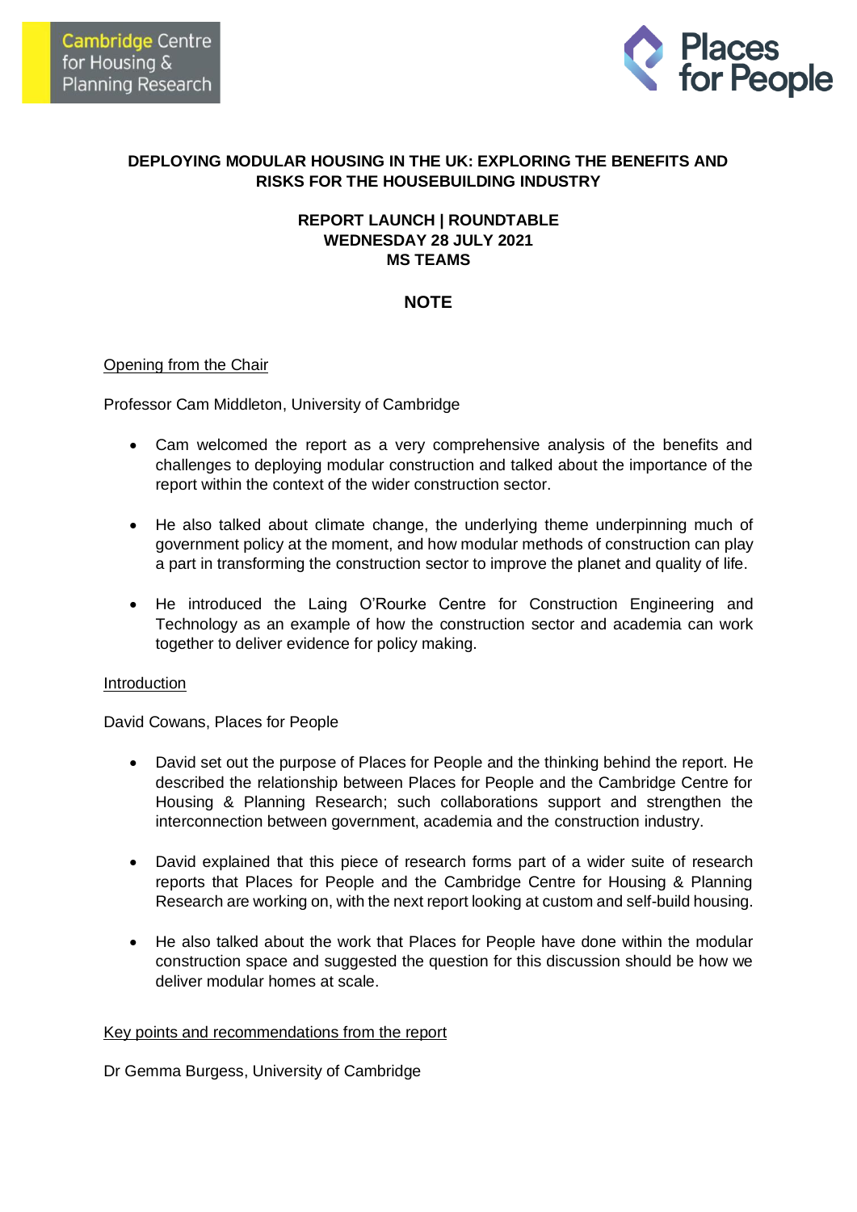Cambridge Centre for Housing & Planning Research

Places for People

**DEPLOYING MODULAR HOUSING IN THE UK: EXPLORING THE BENEFITS AND RISKS FOR THE HOUSEBUILDING INDUSTRY**

**REPORT LAUNCH | ROUNDTABLE**
**WEDNESDAY 28 JULY 2021**
**MS TEAMS**

**NOTE**

## Opening from the Chair

Professor Cam Middleton, University of Cambridge

- Cam welcomed the report as a very comprehensive analysis of the benefits and challenges to deploying modular construction and talked about the importance of the report within the context of the wider construction sector.

- He also talked about climate change, the underlying theme underpinning much of government policy at the moment, and how modular methods of construction can play a part in transforming the construction sector to improve the planet and quality of life.

- He introduced the Laing O'Rourke Centre for Construction Engineering and Technology as an example of how the construction sector and academia can work together to deliver evidence for policy making.

## Introduction

David Cowans, Places for People

- David set out the purpose of Places for People and the thinking behind the report. He described the relationship between Places for People and the Cambridge Centre for Housing & Planning Research; such collaborations support and strengthen the interconnection between government, academia and the construction industry.

- David explained that this piece of research forms part of a wider suite of research reports that Places for People and the Cambridge Centre for Housing & Planning Research are working on, with the next report looking at custom and self-build housing.

- He also talked about the work that Places for People have done within the modular construction space and suggested the question for this discussion should be how we deliver modular homes at scale.

## Key points and recommendations from the report

Dr Gemma Burgess, University of Cambridge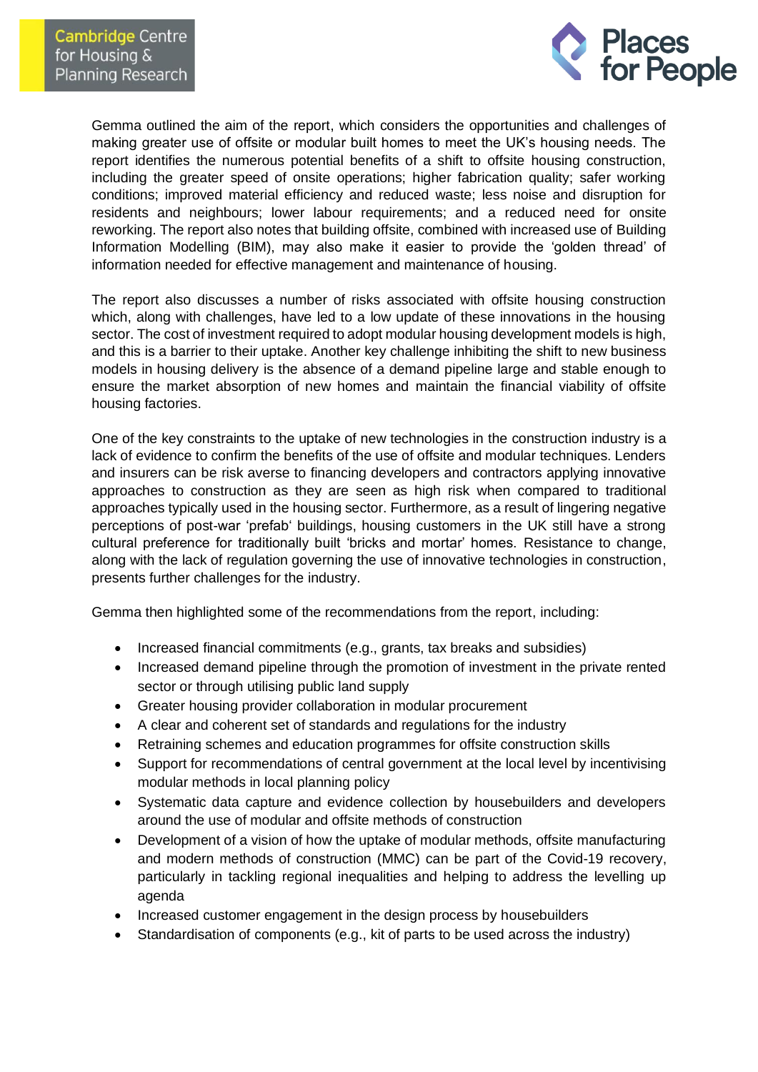Gemma outlined the aim of the report, which considers the opportunities and challenges of making greater use of offsite or modular built homes to meet the UK's housing needs. The report identifies the numerous potential benefits of a shift to offsite housing construction, including the greater speed of onsite operations; higher fabrication quality; safer working conditions; improved material efficiency and reduced waste; less noise and disruption for residents and neighbours; lower labour requirements; and a reduced need for onsite reworking. The report also notes that building offsite, combined with increased use of Building Information Modelling (BIM), may also make it easier to provide the 'golden thread' of information needed for effective management and maintenance of housing.

The report also discusses a number of risks associated with offsite housing construction which, along with challenges, have led to a low update of these innovations in the housing sector. The cost of investment required to adopt modular housing development models is high, and this is a barrier to their uptake. Another key challenge inhibiting the shift to new business models in housing delivery is the absence of a demand pipeline large and stable enough to ensure the market absorption of new homes and maintain the financial viability of offsite housing factories.

One of the key constraints to the uptake of new technologies in the construction industry is a lack of evidence to confirm the benefits of the use of offsite and modular techniques. Lenders and insurers can be risk averse to financing developers and contractors applying innovative approaches to construction as they are seen as high risk when compared to traditional approaches typically used in the housing sector. Furthermore, as a result of lingering negative perceptions of post-war 'prefab' buildings, housing customers in the UK still have a strong cultural preference for traditionally built 'bricks and mortar' homes. Resistance to change, along with the lack of regulation governing the use of innovative technologies in construction, presents further challenges for the industry.

Gemma then highlighted some of the recommendations from the report, including:

- Increased financial commitments (e.g., grants, tax breaks and subsidies)
- Increased demand pipeline through the promotion of investment in the private rented sector or through utilising public land supply
- Greater housing provider collaboration in modular procurement
- A clear and coherent set of standards and regulations for the industry
- Retraining schemes and education programmes for offsite construction skills
- Support for recommendations of central government at the local level by incentivising modular methods in local planning policy
- Systematic data capture and evidence collection by housebuilders and developers around the use of modular and offsite methods of construction
- Development of a vision of how the uptake of modular methods, offsite manufacturing and modern methods of construction (MMC) can be part of the Covid-19 recovery, particularly in tackling regional inequalities and helping to address the levelling up agenda
- Increased customer engagement in the design process by housebuilders
- Standardisation of components (e.g., kit of parts to be used across the industry)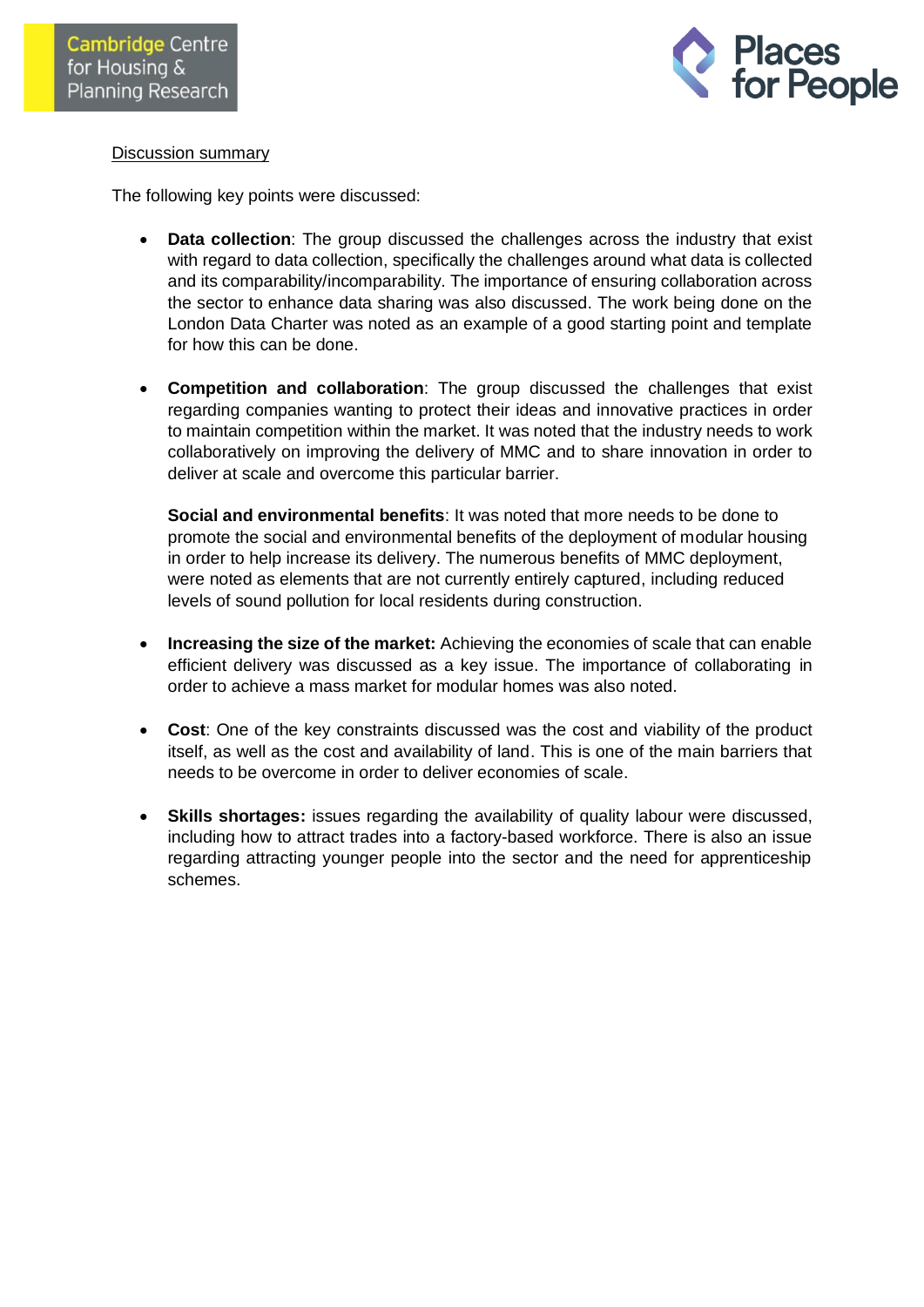Discussion summary

The following key points were discussed:

- **Data collection**: The group discussed the challenges across the industry that exist with regard to data collection, specifically the challenges around what data is collected and its comparability/incomparability. The importance of ensuring collaboration across the sector to enhance data sharing was also discussed. The work being done on the London Data Charter was noted as an example of a good starting point and template for how this can be done.

- **Competition and collaboration**: The group discussed the challenges that exist regarding companies wanting to protect their ideas and innovative practices in order to maintain competition within the market. It was noted that the industry needs to work collaboratively on improving the delivery of MMC and to share innovation in order to deliver at scale and overcome this particular barrier.

  **Social and environmental benefits**: It was noted that more needs to be done to promote the social and environmental benefits of the deployment of modular housing in order to help increase its delivery. The numerous benefits of MMC deployment, were noted as elements that are not currently entirely captured, including reduced levels of sound pollution for local residents during construction.

- **Increasing the size of the market:** Achieving the economies of scale that can enable efficient delivery was discussed as a key issue. The importance of collaborating in order to achieve a mass market for modular homes was also noted.

- **Cost**: One of the key constraints discussed was the cost and viability of the product itself, as well as the cost and availability of land. This is one of the main barriers that needs to be overcome in order to deliver economies of scale.

- **Skills shortages:** issues regarding the availability of quality labour were discussed, including how to attract trades into a factory-based workforce. There is also an issue regarding attracting younger people into the sector and the need for apprenticeship schemes.